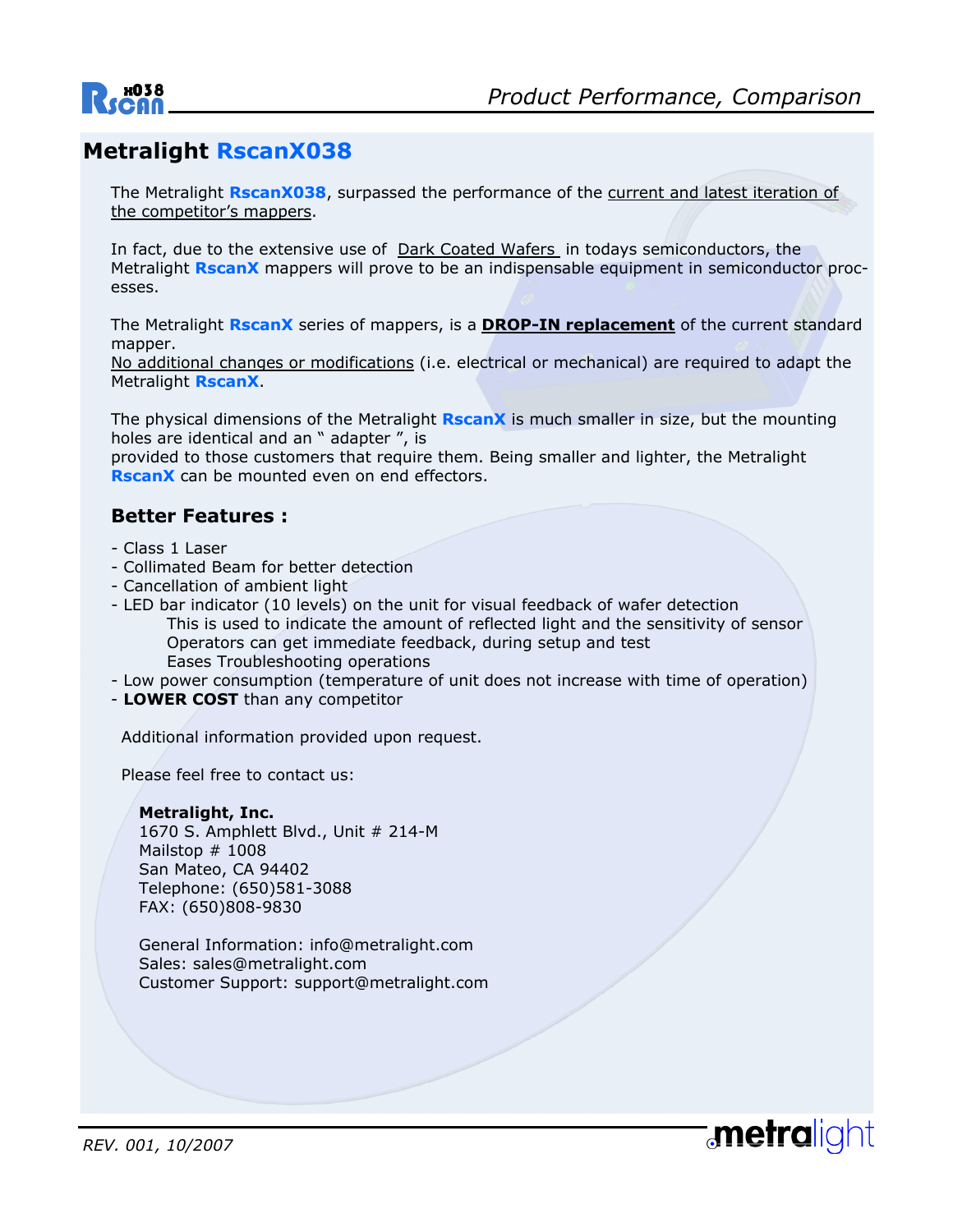# Metralight **RscanX038**

The Metralight **RscanX038**, surpassed the performance of the current and latest iteration of the competitor's mappers.

In fact, due to the extensive use of Dark Coated Wafers in todays semiconductors, the Metralight **RscanX** mappers will prove to be an indispensable equipment in semiconductor processes.

The Metralight **RscanX** series of mappers, is a **DROP-IN replacement** of the current standard mapper.
No additional changes or modifications (i.e. electrical or mechanical) are required to adapt the Metralight **RscanX**.

The physical dimensions of the Metralight **RscanX** is much smaller in size, but the mounting holes are identical and an " adapter ", is
provided to those customers that require them. Being smaller and lighter, the Metralight **RscanX** can be mounted even on end effectors.

## Better Features :

- Class 1 Laser
- Collimated Beam for better detection
- Cancellation of ambient light
- LED bar indicator (10 levels) on the unit for visual feedback of wafer detection
  - This is used to indicate the amount of reflected light and the sensitivity of sensor
  - Operators can get immediate feedback, during setup and test
  - Eases Troubleshooting operations
- Low power consumption (temperature of unit does not increase with time of operation)
- **LOWER COST** than any competitor

Additional information provided upon request.

Please feel free to contact us:

**Metralight, Inc.**
1670 S. Amphlett Blvd., Unit # 214-M
Mailstop # 1008
San Mateo, CA 94402
Telephone: (650)581-3088
FAX: (650)808-9830

General Information: info@metralight.com
Sales: sales@metralight.com
Customer Support: support@metralight.com

*REV. 001, 10/2007*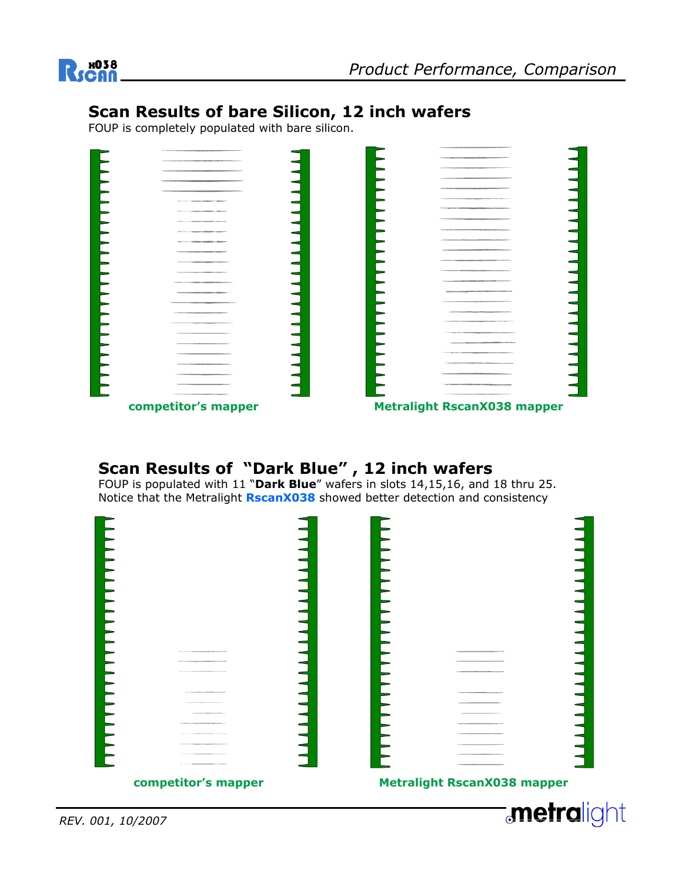## Scan Results of bare Silicon, 12 inch wafers

FOUP is completely populated with bare silicon.

**competitor's mapper** **Metralight RscanX038 mapper**

## Scan Results of "Dark Blue", 12 inch wafers

FOUP is populated with 11 "**Dark Blue**" wafers in slots 14,15,16, and 18 thru 25.
Notice that the Metralight **RscanX038** showed better detection and consistency

**competitor's mapper** **Metralight RscanX038 mapper**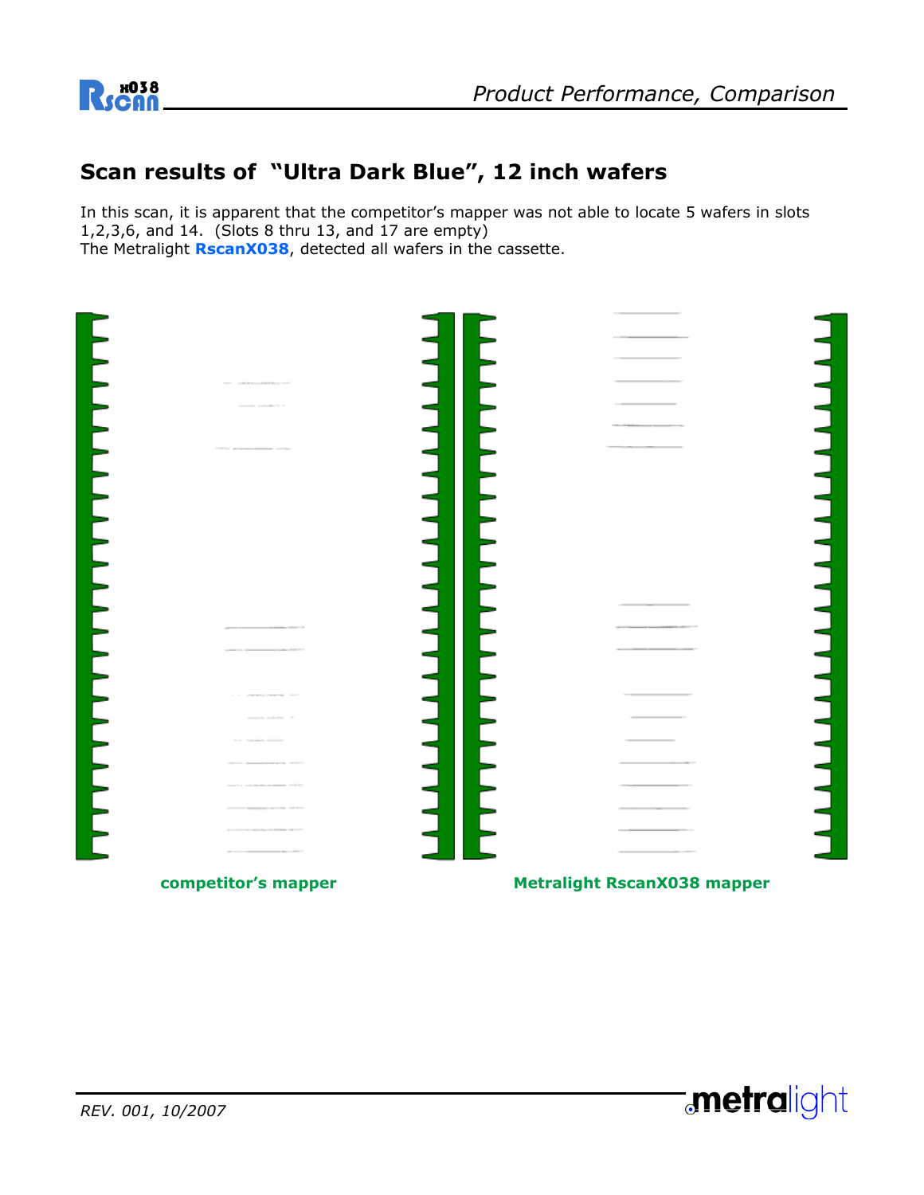## Scan results of "Ultra Dark Blue", 12 inch wafers

In this scan, it is apparent that the competitor's mapper was not able to locate 5 wafers in slots 1,2,3,6, and 14. (Slots 8 thru 13, and 17 are empty)
The Metralight **RscanX038**, detected all wafers in the cassette.

competitor's mapper

Metralight RscanX038 mapper